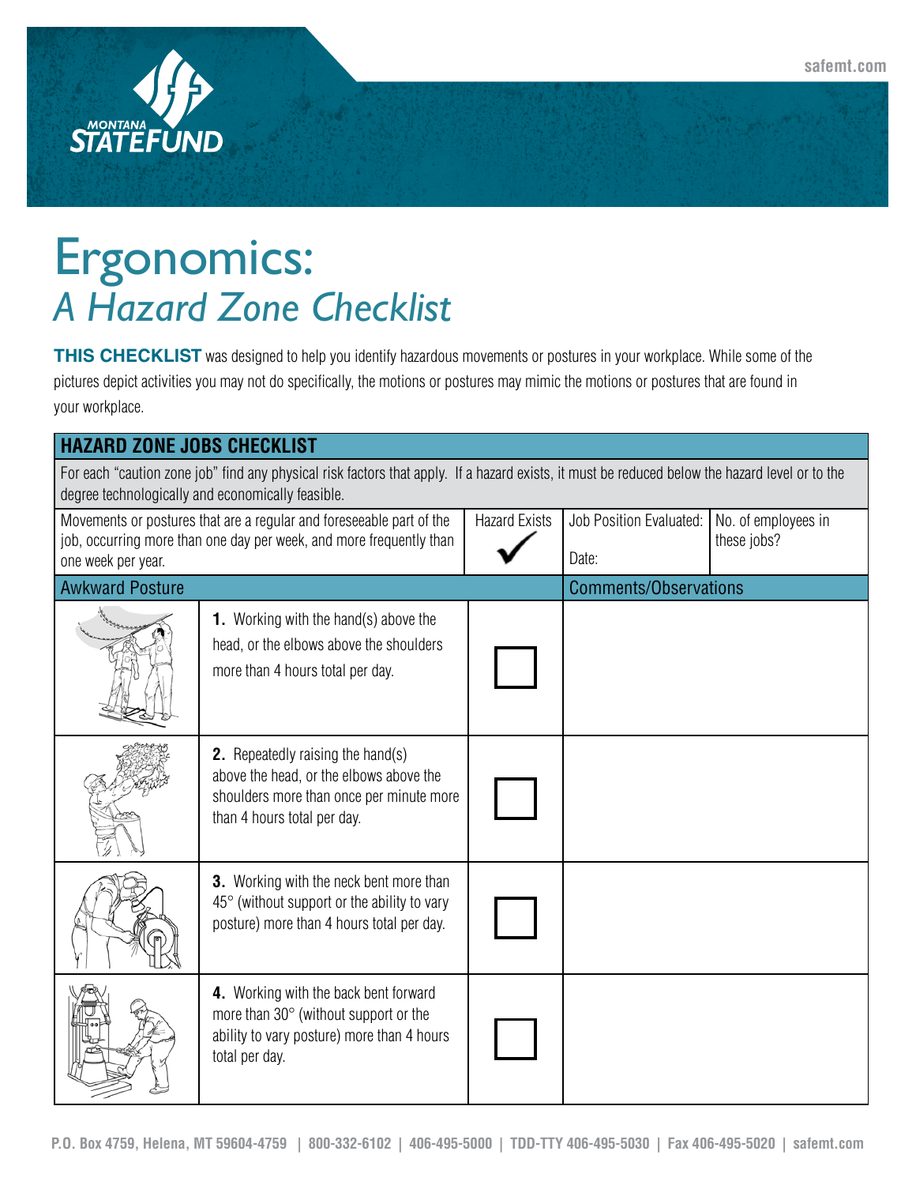# Ergonomics:

## *A Hazard Zone Checklist*

**THIS CHECKLIST** was designed to help you identify hazardous movements or postures in your workplace. While some of the pictures depict activities you may not do specifically, the motions or postures may mimic the motions or postures that are found in your workplace.

| **HAZARD ZONE JOBS CHECKLIST** | | | | |
|---|---|---|---|---|
| For each "caution zone job" find any physical risk factors that apply. If a hazard exists, it must be reduced below the hazard level or to the degree technologically and economically feasible. | | | | |
| Movements or postures that are a regular and foreseeable part of the job, occurring more than one day per week, and more frequently than one week per year. | | Hazard Exists ✔ | Job Position Evaluated: <br> Date: | No. of employees in these jobs? |
| Awkward Posture | | | Comments/Observations | |
| | **1.** Working with the hand(s) above the head, or the elbows above the shoulders more than 4 hours total per day. | ☐ | | |
| | **2.** Repeatedly raising the hand(s) above the head, or the elbows above the shoulders more than once per minute more than 4 hours total per day. | ☐ | | |
| | **3.** Working with the neck bent more than 45° (without support or the ability to vary posture) more than 4 hours total per day. | ☐ | | |
| | **4.** Working with the back bent forward more than 30° (without support or the ability to vary posture) more than 4 hours total per day. | ☐ | | |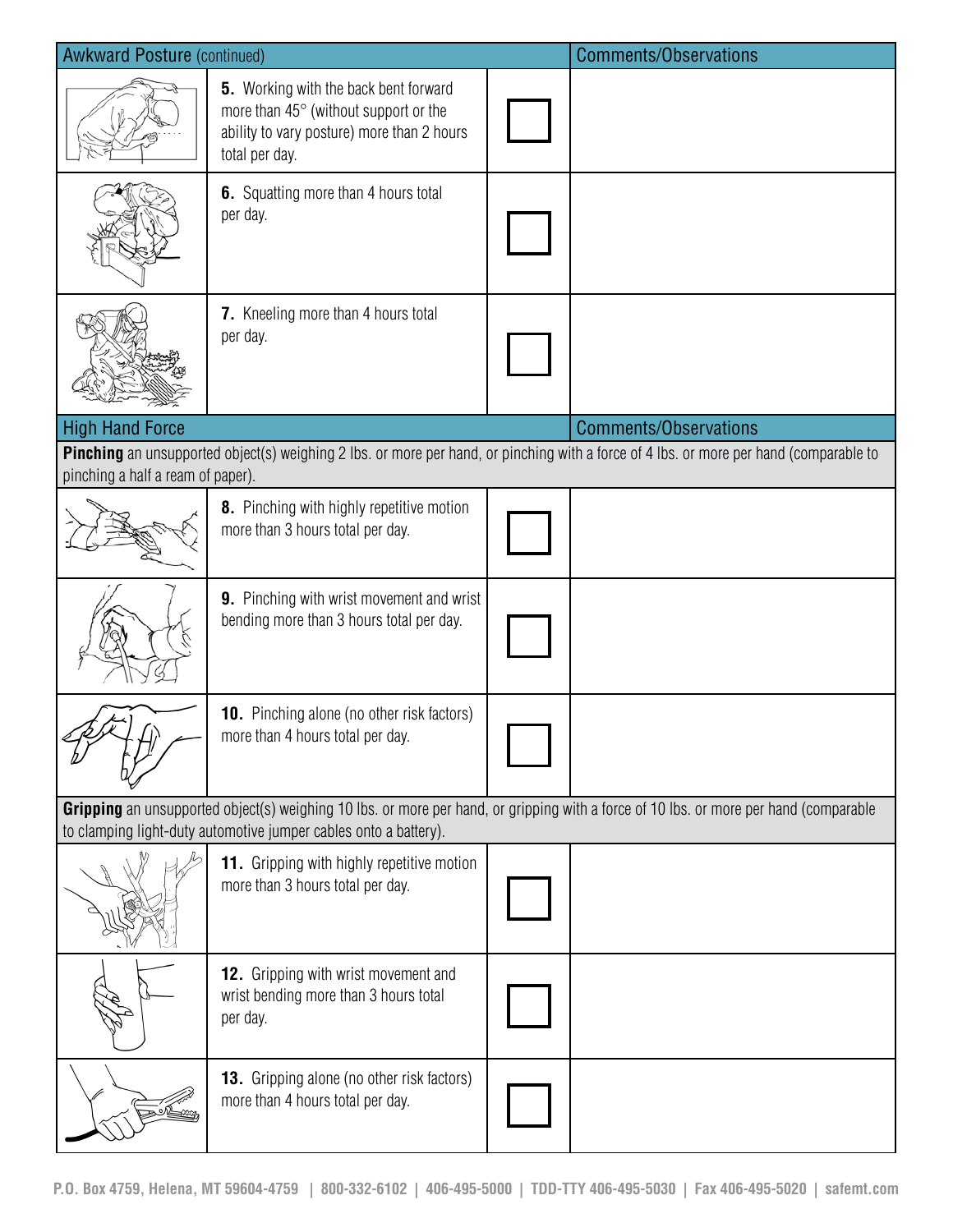| Awkward Posture (continued) | | | Comments/Observations |
|---|---|---|---|
| | **5.** Working with the back bent forward more than 45° (without support or the ability to vary posture) more than 2 hours total per day. | ☐ | |
| | **6.** Squatting more than 4 hours total per day. | ☐ | |
| | **7.** Kneeling more than 4 hours total per day. | ☐ | |

| High Hand Force | | | Comments/Observations |
|---|---|---|---|
| **Pinching** an unsupported object(s) weighing 2 lbs. or more per hand, or pinching with a force of 4 lbs. or more per hand (comparable to pinching a half a ream of paper). | | | |
| | **8.** Pinching with highly repetitive motion more than 3 hours total per day. | ☐ | |
| | **9.** Pinching with wrist movement and wrist bending more than 3 hours total per day. | ☐ | |
| | **10.** Pinching alone (no other risk factors) more than 4 hours total per day. | ☐ | |
| **Gripping** an unsupported object(s) weighing 10 lbs. or more per hand, or gripping with a force of 10 lbs. or more per hand (comparable to clamping light-duty automotive jumper cables onto a battery). | | | |
| | **11.** Gripping with highly repetitive motion more than 3 hours total per day. | ☐ | |
| | **12.** Gripping with wrist movement and wrist bending more than 3 hours total per day. | ☐ | |
| | **13.** Gripping alone (no other risk factors) more than 4 hours total per day. | ☐ | |

P.O. Box 4759, Helena, MT 59604-4759 | 800-332-6102 | 406-495-5000 | TDD-TTY 406-495-5030 | Fax 406-495-5020 | safemt.com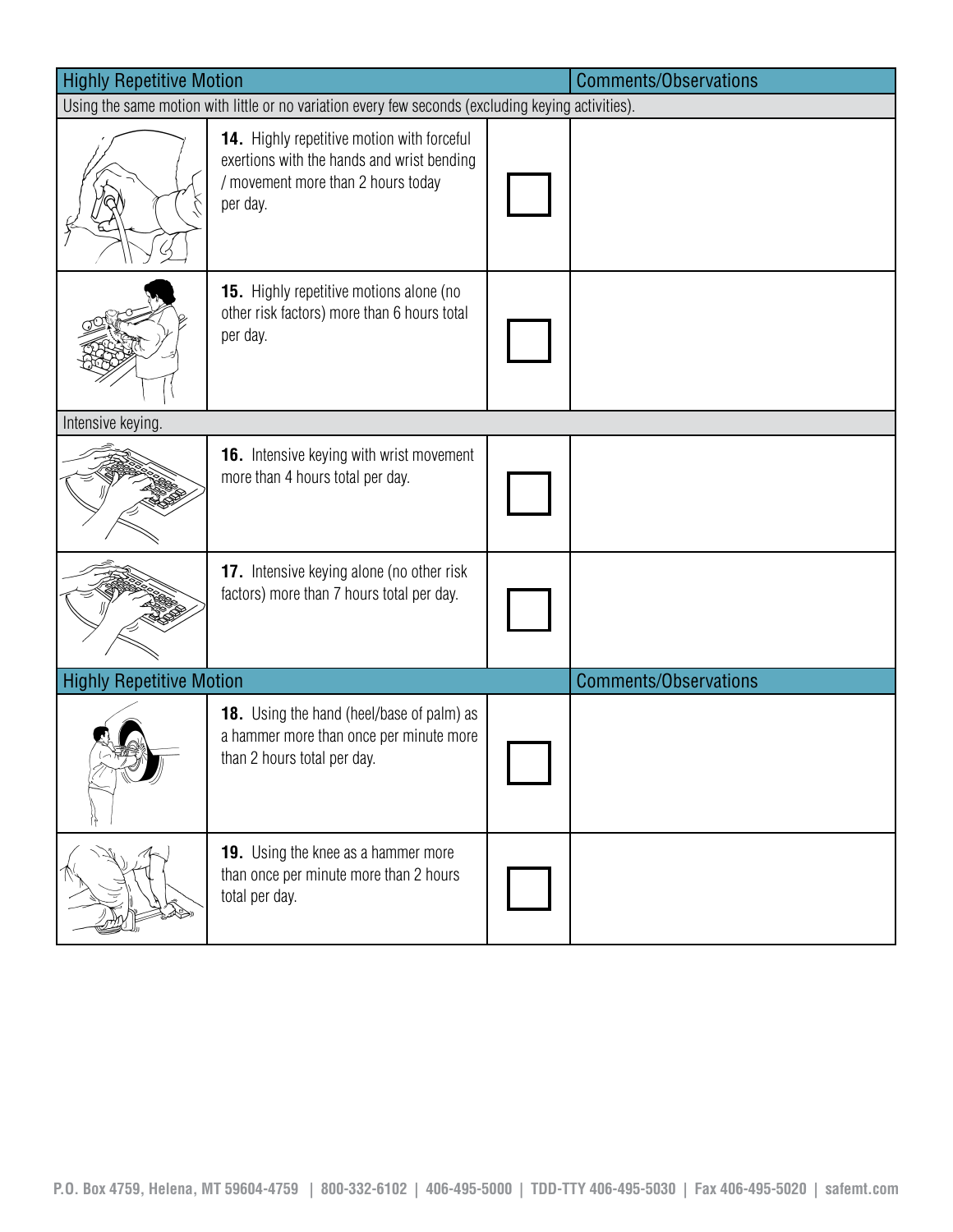| Highly Repetitive Motion | | | Comments/Observations |
|---|---|---|---|
| Using the same motion with little or no variation every few seconds (excluding keying activities). | | | |
| | **14.** Highly repetitive motion with forceful exertions with the hands and wrist bending / movement more than 2 hours today per day. | ☐ | |
| | **15.** Highly repetitive motions alone (no other risk factors) more than 6 hours total per day. | ☐ | |
| Intensive keying. | | | |
| | **16.** Intensive keying with wrist movement more than 4 hours total per day. | ☐ | |
| | **17.** Intensive keying alone (no other risk factors) more than 7 hours total per day. | ☐ | |

| Highly Repetitive Motion | | | Comments/Observations |
|---|---|---|---|
| | **18.** Using the hand (heel/base of palm) as a hammer more than once per minute more than 2 hours total per day. | ☐ | |
| | **19.** Using the knee as a hammer more than once per minute more than 2 hours total per day. | ☐ | |

P.O. Box 4759, Helena, MT 59604-4759 | 800-332-6102 | 406-495-5000 | TDD-TTY 406-495-5030 | Fax 406-495-5020 | safemt.com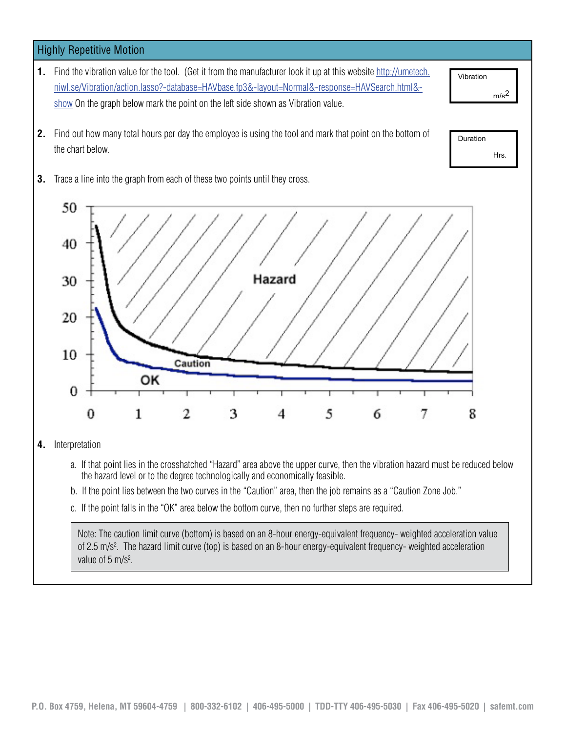## Highly Repetitive Motion

1. Find the vibration value for the tool. (Get it from the manufacturer look it up at this website http://umetech.niwl.se/Vibration/action.lasso?-database=HAVbase.fp3&-layout=Normal&-response=HAVSearch.html&-show On the graph below mark the point on the left side shown as Vibration value.

   Vibration ______ $m/s^2$

2. Find out how many total hours per day the employee is using the tool and mark that point on the bottom of the chart below.

   Duration ______ Hrs.

3. Trace a line into the graph from each of these two points until they cross.

50
40
30
20
10
0

0 1 2 3 4 5 6 7 8

Hazard

Caution

OK

4. Interpretation

   a. If that point lies in the crosshatched "Hazard" area above the upper curve, then the vibration hazard must be reduced below the hazard level or to the degree technologically and economically feasible.

   b. If the point lies between the two curves in the "Caution" area, then the job remains as a "Caution Zone Job."

   c. If the point falls in the "OK" area below the bottom curve, then no further steps are required.

> Note: The caution limit curve (bottom) is based on an 8-hour energy-equivalent frequency- weighted acceleration value of 2.5 $m/s^2$. The hazard limit curve (top) is based on an 8-hour energy-equivalent frequency- weighted acceleration value of 5 $m/s^2$.